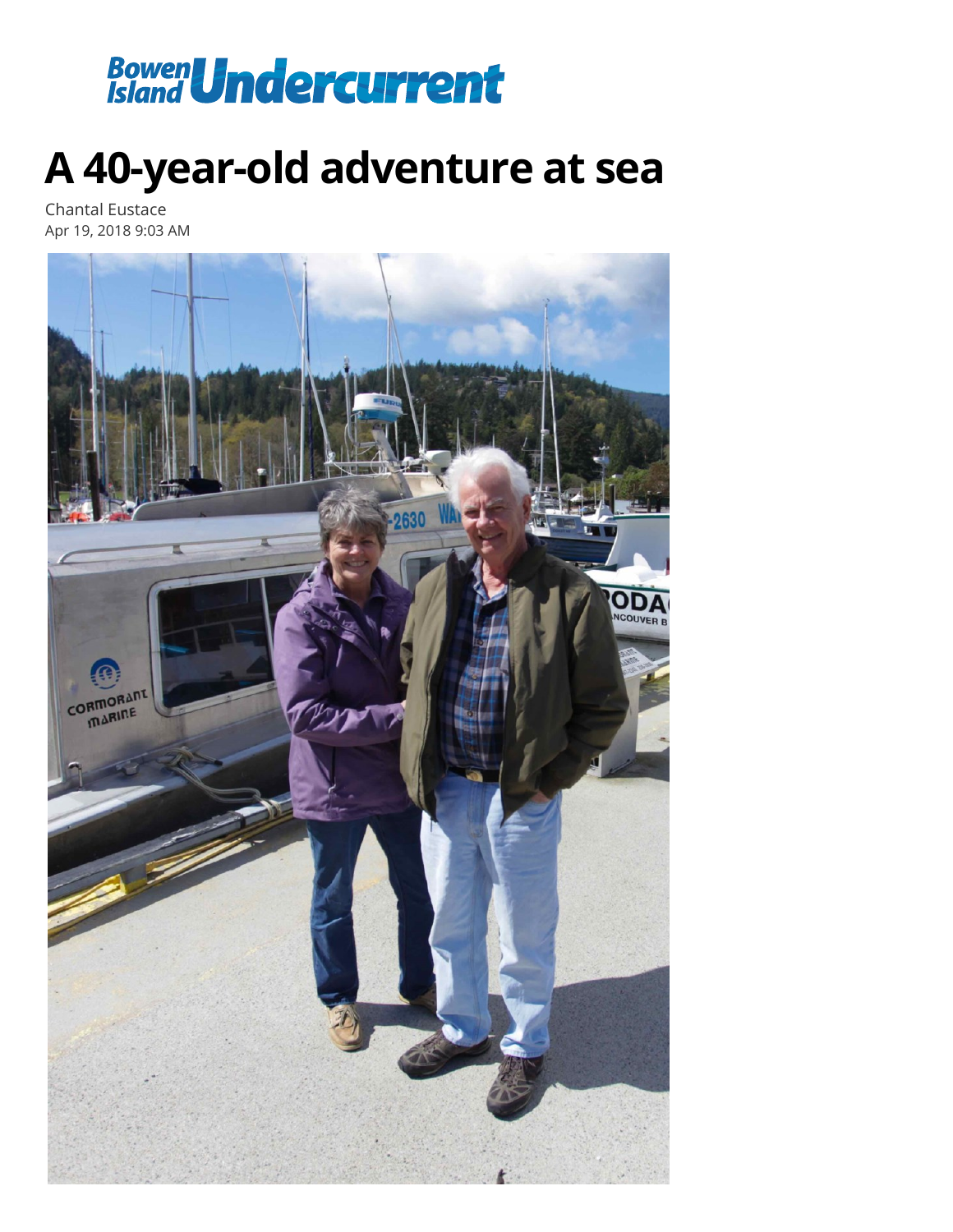Bowen Island Undercurrent

# A 40-year-old adventure at sea

Chantal Eustace

Apr 19, 2018 9:03 AM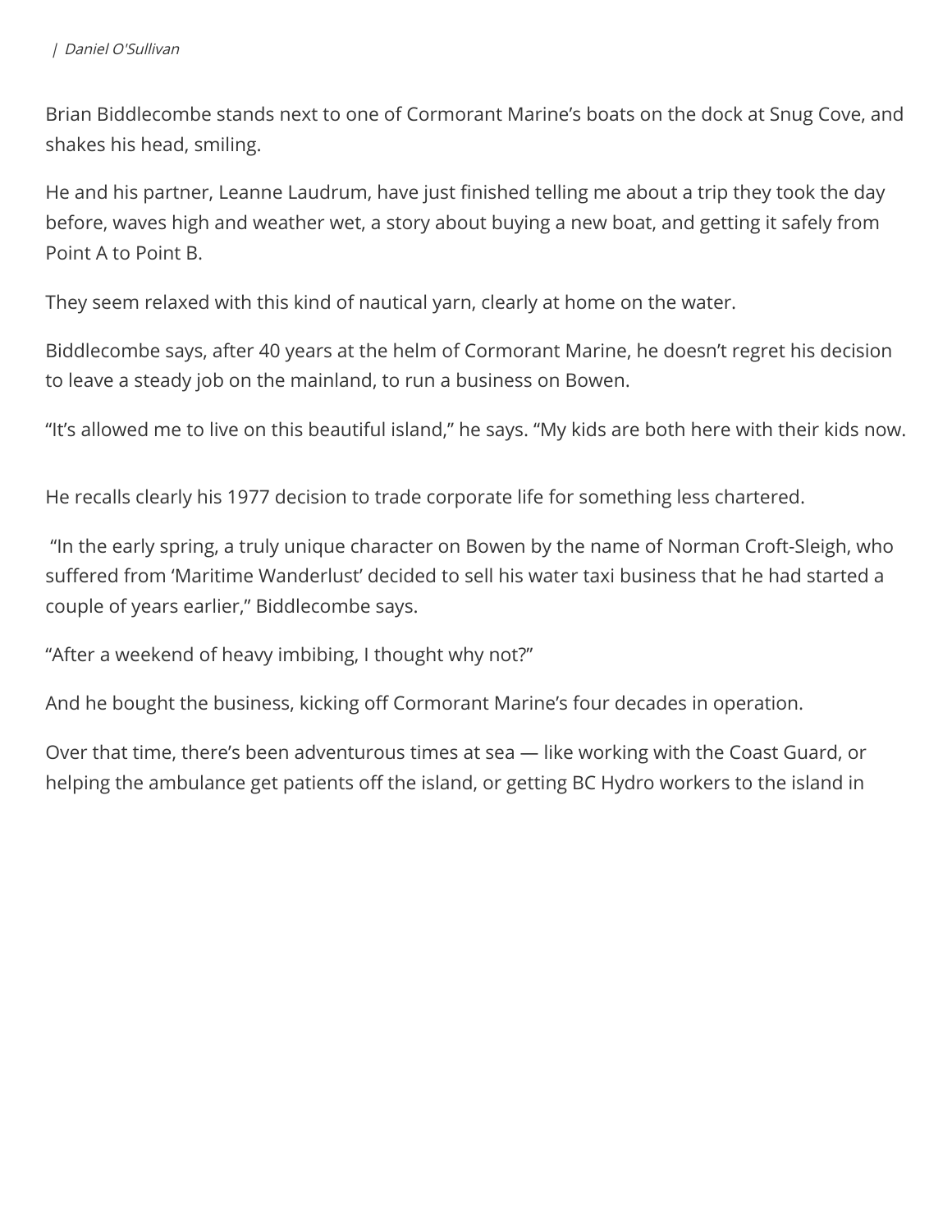| *Daniel O'Sullivan*

Brian Biddlecombe stands next to one of Cormorant Marine's boats on the dock at Snug Cove, and shakes his head, smiling.

He and his partner, Leanne Laudrum, have just finished telling me about a trip they took the day before, waves high and weather wet, a story about buying a new boat, and getting it safely from Point A to Point B.

They seem relaxed with this kind of nautical yarn, clearly at home on the water.

Biddlecombe says, after 40 years at the helm of Cormorant Marine, he doesn't regret his decision to leave a steady job on the mainland, to run a business on Bowen.

"It's allowed me to live on this beautiful island," he says. "My kids are both here with their kids now.

He recalls clearly his 1977 decision to trade corporate life for something less chartered.

"In the early spring, a truly unique character on Bowen by the name of Norman Croft-Sleigh, who suffered from 'Maritime Wanderlust' decided to sell his water taxi business that he had started a couple of years earlier," Biddlecombe says.

"After a weekend of heavy imbibing, I thought why not?"

And he bought the business, kicking off Cormorant Marine's four decades in operation.

Over that time, there's been adventurous times at sea — like working with the Coast Guard, or helping the ambulance get patients off the island, or getting BC Hydro workers to the island in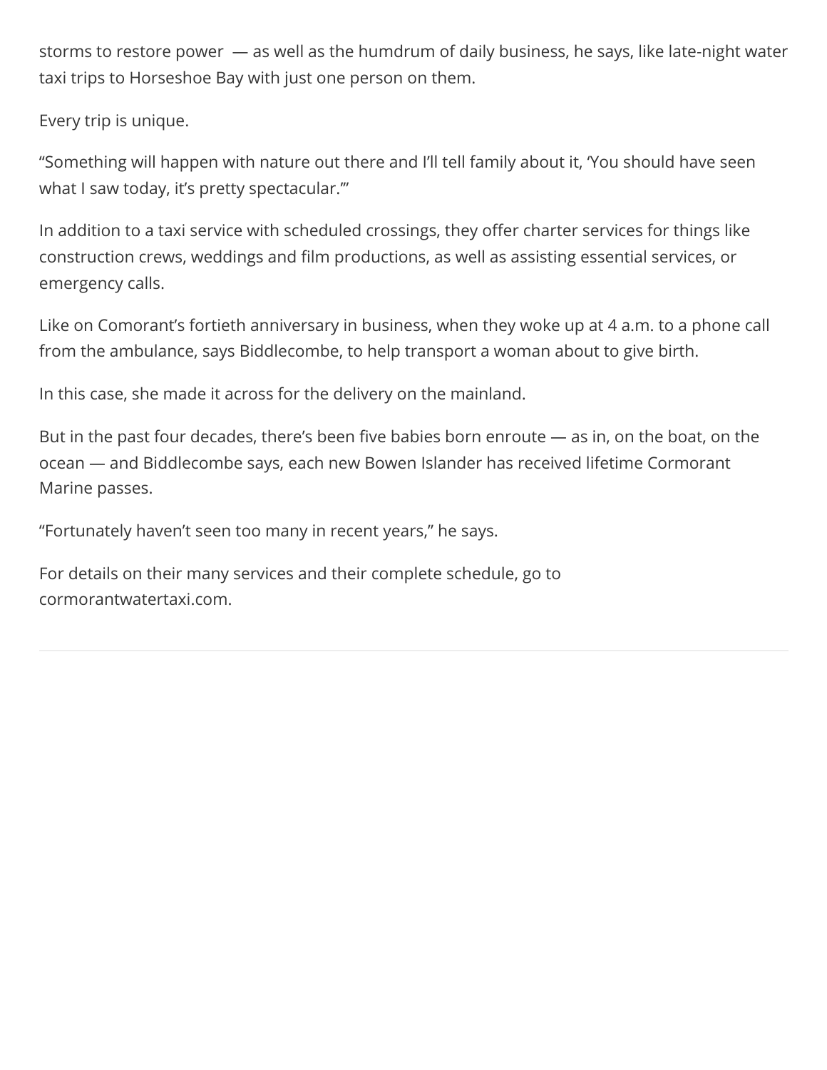storms to restore power — as well as the humdrum of daily business, he says, like late-night water taxi trips to Horseshoe Bay with just one person on them.

Every trip is unique.

“Something will happen with nature out there and I’ll tell family about it, ‘You should have seen what I saw today, it’s pretty spectacular.’”

In addition to a taxi service with scheduled crossings, they offer charter services for things like construction crews, weddings and film productions, as well as assisting essential services, or emergency calls.

Like on Comorant’s fortieth anniversary in business, when they woke up at 4 a.m. to a phone call from the ambulance, says Biddlecombe, to help transport a woman about to give birth.

In this case, she made it across for the delivery on the mainland.

But in the past four decades, there’s been five babies born enroute — as in, on the boat, on the ocean — and Biddlecombe says, each new Bowen Islander has received lifetime Cormorant Marine passes.

“Fortunately haven’t seen too many in recent years,” he says.

For details on their many services and their complete schedule, go to cormorantwatertaxi.com.